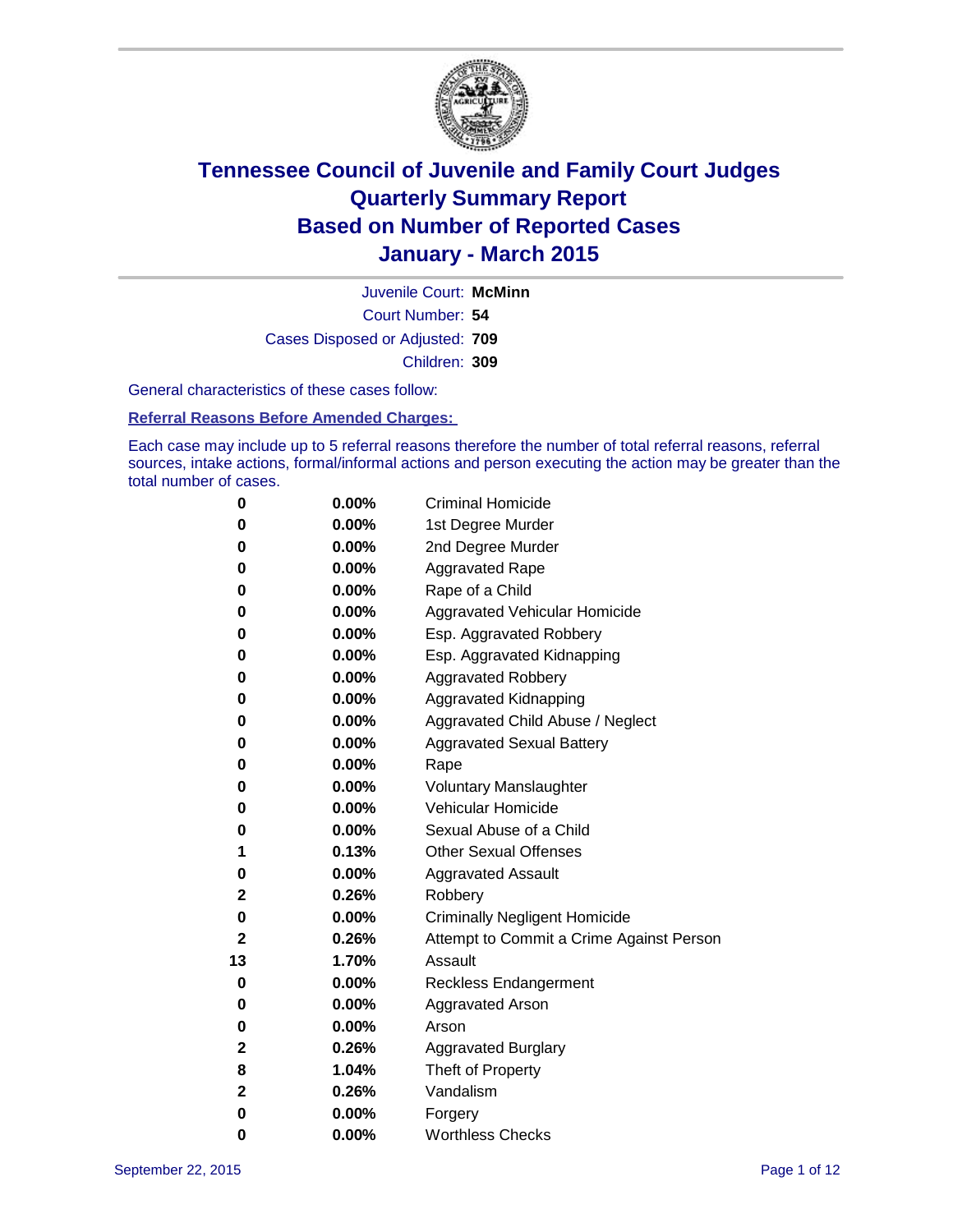# Tennessee Council of Juvenile and Family Court Judges
## Quarterly Summary Report
## Based on Number of Reported Cases
## January - March 2015

Juvenile Court: **McMinn**
Court Number: **54**
Cases Disposed or Adjusted: **709**
Children: **309**

General characteristics of these cases follow:

**Referral Reasons Before Amended Charges:**

Each case may include up to 5 referral reasons therefore the number of total referral reasons, referral sources, intake actions, formal/informal actions and person executing the action may be greater than the total number of cases.

| Count | Percent | Referral Reason |
|---|---|---|
| 0 | 0.00% | Criminal Homicide |
| 0 | 0.00% | 1st Degree Murder |
| 0 | 0.00% | 2nd Degree Murder |
| 0 | 0.00% | Aggravated Rape |
| 0 | 0.00% | Rape of a Child |
| 0 | 0.00% | Aggravated Vehicular Homicide |
| 0 | 0.00% | Esp. Aggravated Robbery |
| 0 | 0.00% | Esp. Aggravated Kidnapping |
| 0 | 0.00% | Aggravated Robbery |
| 0 | 0.00% | Aggravated Kidnapping |
| 0 | 0.00% | Aggravated Child Abuse / Neglect |
| 0 | 0.00% | Aggravated Sexual Battery |
| 0 | 0.00% | Rape |
| 0 | 0.00% | Voluntary Manslaughter |
| 0 | 0.00% | Vehicular Homicide |
| 0 | 0.00% | Sexual Abuse of a Child |
| 1 | 0.13% | Other Sexual Offenses |
| 0 | 0.00% | Aggravated Assault |
| 2 | 0.26% | Robbery |
| 0 | 0.00% | Criminally Negligent Homicide |
| 2 | 0.26% | Attempt to Commit a Crime Against Person |
| 13 | 1.70% | Assault |
| 0 | 0.00% | Reckless Endangerment |
| 0 | 0.00% | Aggravated Arson |
| 0 | 0.00% | Arson |
| 2 | 0.26% | Aggravated Burglary |
| 8 | 1.04% | Theft of Property |
| 2 | 0.26% | Vandalism |
| 0 | 0.00% | Forgery |
| 0 | 0.00% | Worthless Checks |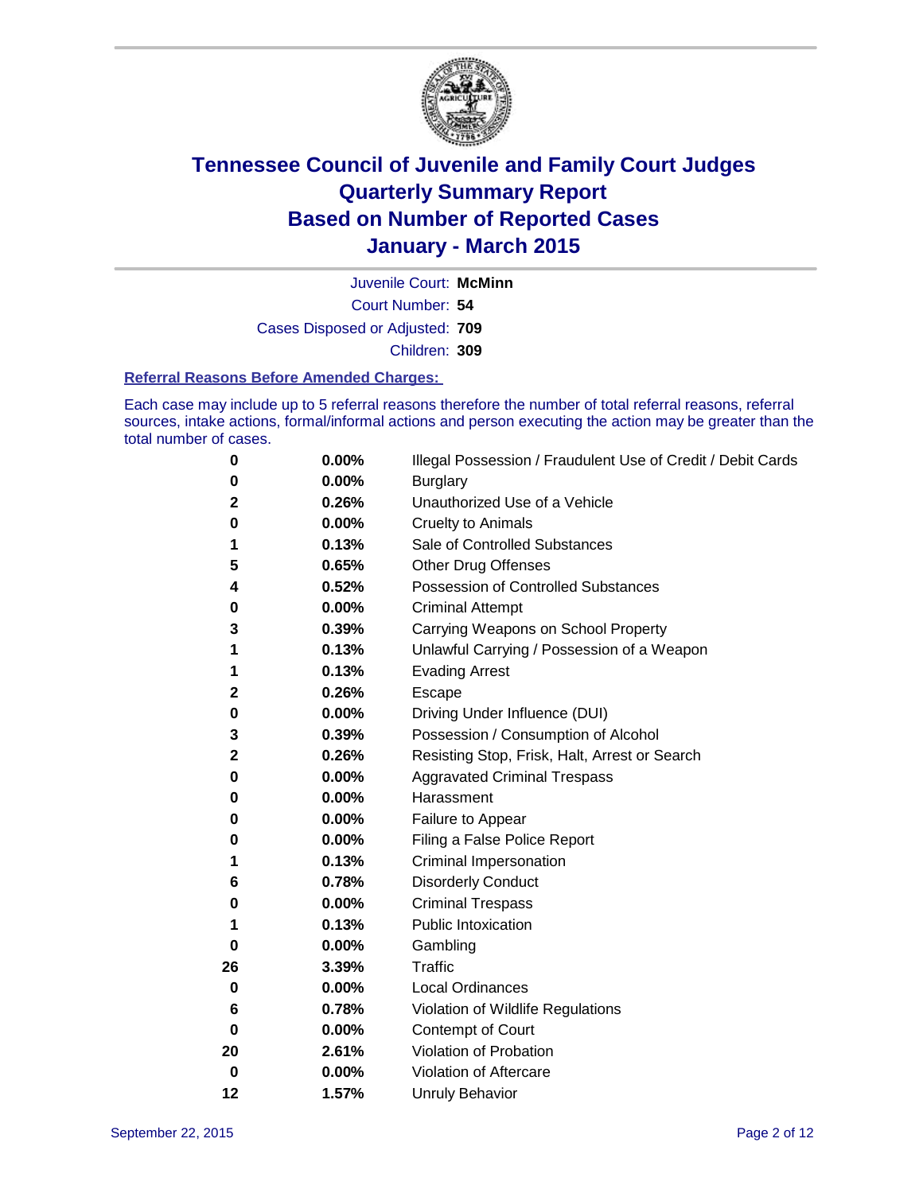# Tennessee Council of Juvenile and Family Court Judges
## Quarterly Summary Report
## Based on Number of Reported Cases
## January - March 2015

Juvenile Court: **McMinn**

Court Number: **54**

Cases Disposed or Adjusted: **709**

Children: **309**

### Referral Reasons Before Amended Charges:

Each case may include up to 5 referral reasons therefore the number of total referral reasons, referral sources, intake actions, formal/informal actions and person executing the action may be greater than the total number of cases.

| Count | Percent | Referral Reason |
|---|---|---|
| 0 | 0.00% | Illegal Possession / Fraudulent Use of Credit / Debit Cards |
| 0 | 0.00% | Burglary |
| 2 | 0.26% | Unauthorized Use of a Vehicle |
| 0 | 0.00% | Cruelty to Animals |
| 1 | 0.13% | Sale of Controlled Substances |
| 5 | 0.65% | Other Drug Offenses |
| 4 | 0.52% | Possession of Controlled Substances |
| 0 | 0.00% | Criminal Attempt |
| 3 | 0.39% | Carrying Weapons on School Property |
| 1 | 0.13% | Unlawful Carrying / Possession of a Weapon |
| 1 | 0.13% | Evading Arrest |
| 2 | 0.26% | Escape |
| 0 | 0.00% | Driving Under Influence (DUI) |
| 3 | 0.39% | Possession / Consumption of Alcohol |
| 2 | 0.26% | Resisting Stop, Frisk, Halt, Arrest or Search |
| 0 | 0.00% | Aggravated Criminal Trespass |
| 0 | 0.00% | Harassment |
| 0 | 0.00% | Failure to Appear |
| 0 | 0.00% | Filing a False Police Report |
| 1 | 0.13% | Criminal Impersonation |
| 6 | 0.78% | Disorderly Conduct |
| 0 | 0.00% | Criminal Trespass |
| 1 | 0.13% | Public Intoxication |
| 0 | 0.00% | Gambling |
| 26 | 3.39% | Traffic |
| 0 | 0.00% | Local Ordinances |
| 6 | 0.78% | Violation of Wildlife Regulations |
| 0 | 0.00% | Contempt of Court |
| 20 | 2.61% | Violation of Probation |
| 0 | 0.00% | Violation of Aftercare |
| 12 | 1.57% | Unruly Behavior |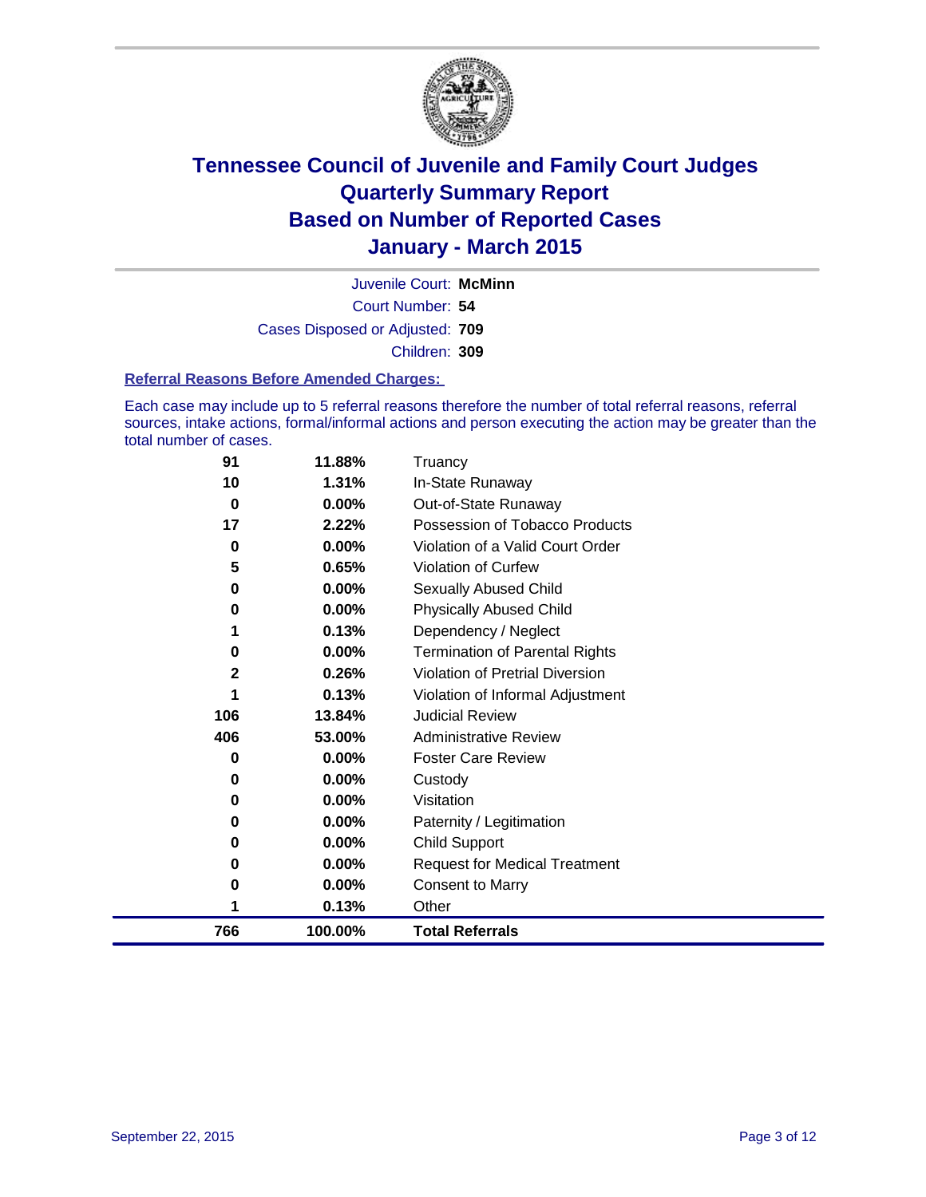# Tennessee Council of Juvenile and Family Court Judges
# Quarterly Summary Report
# Based on Number of Reported Cases
# January - March 2015

Juvenile Court: **McMinn**

Court Number: **54**

Cases Disposed or Adjusted: **709**

Children: **309**

### Referral Reasons Before Amended Charges:

Each case may include up to 5 referral reasons therefore the number of total referral reasons, referral sources, intake actions, formal/informal actions and person executing the action may be greater than the total number of cases.

| Count | Percent | Referral Reason |
|---|---|---|
| 91 | 11.88% | Truancy |
| 10 | 1.31% | In-State Runaway |
| 0 | 0.00% | Out-of-State Runaway |
| 17 | 2.22% | Possession of Tobacco Products |
| 0 | 0.00% | Violation of a Valid Court Order |
| 5 | 0.65% | Violation of Curfew |
| 0 | 0.00% | Sexually Abused Child |
| 0 | 0.00% | Physically Abused Child |
| 1 | 0.13% | Dependency / Neglect |
| 0 | 0.00% | Termination of Parental Rights |
| 2 | 0.26% | Violation of Pretrial Diversion |
| 1 | 0.13% | Violation of Informal Adjustment |
| 106 | 13.84% | Judicial Review |
| 406 | 53.00% | Administrative Review |
| 0 | 0.00% | Foster Care Review |
| 0 | 0.00% | Custody |
| 0 | 0.00% | Visitation |
| 0 | 0.00% | Paternity / Legitimation |
| 0 | 0.00% | Child Support |
| 0 | 0.00% | Request for Medical Treatment |
| 0 | 0.00% | Consent to Marry |
| 1 | 0.13% | Other |
| **766** | **100.00%** | **Total Referrals** |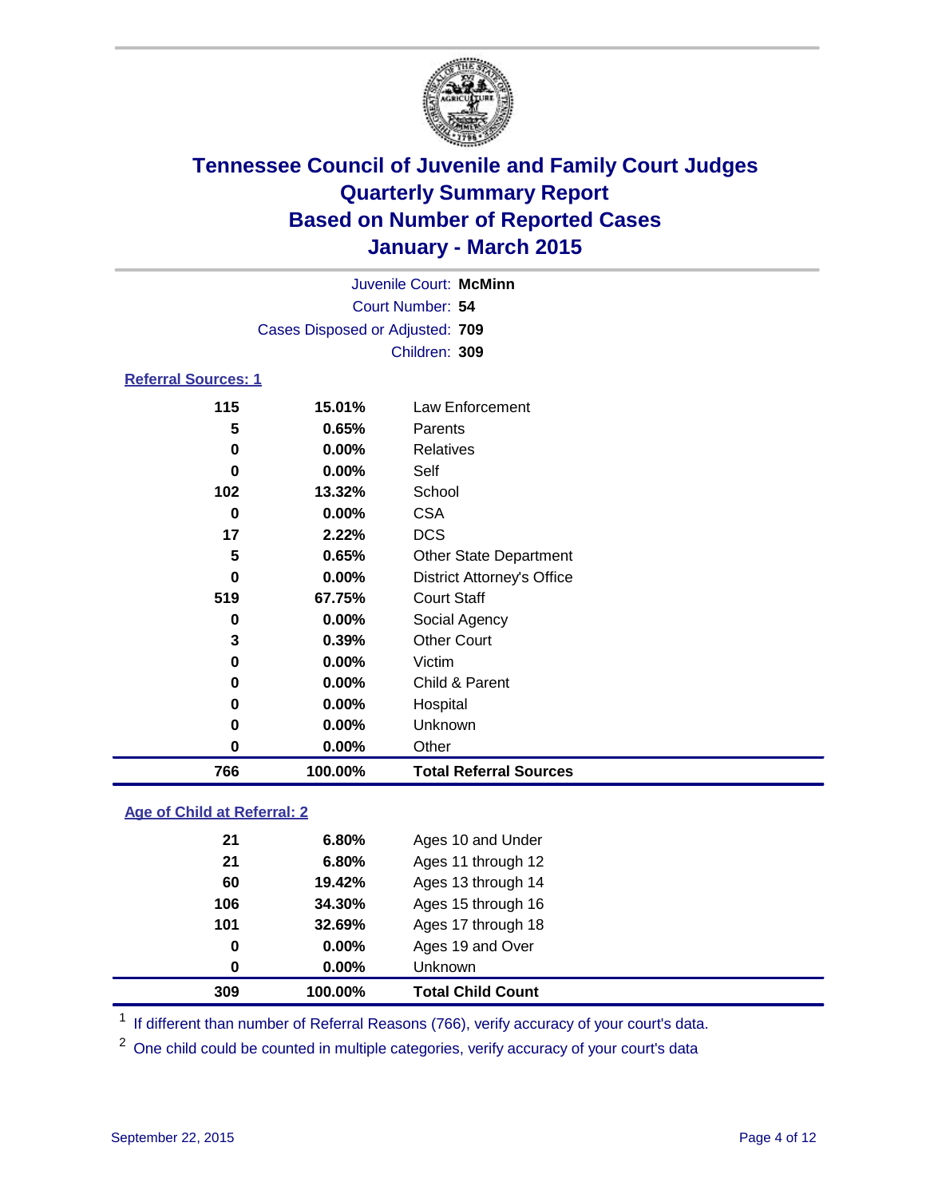# Tennessee Council of Juvenile and Family Court Judges
# Quarterly Summary Report
# Based on Number of Reported Cases
# January - March 2015

Juvenile Court: **McMinn**

Court Number: **54**

Cases Disposed or Adjusted: **709**

Children: **309**

## Referral Sources: 1

| Count | Percent | Source |
|---|---|---|
| 115 | 15.01% | Law Enforcement |
| 5 | 0.65% | Parents |
| 0 | 0.00% | Relatives |
| 0 | 0.00% | Self |
| 102 | 13.32% | School |
| 0 | 0.00% | CSA |
| 17 | 2.22% | DCS |
| 5 | 0.65% | Other State Department |
| 0 | 0.00% | District Attorney's Office |
| 519 | 67.75% | Court Staff |
| 0 | 0.00% | Social Agency |
| 3 | 0.39% | Other Court |
| 0 | 0.00% | Victim |
| 0 | 0.00% | Child & Parent |
| 0 | 0.00% | Hospital |
| 0 | 0.00% | Unknown |
| 0 | 0.00% | Other |
| **766** | **100.00%** | **Total Referral Sources** |

## Age of Child at Referral: 2

| Count | Percent | Age |
|---|---|---|
| 21 | 6.80% | Ages 10 and Under |
| 21 | 6.80% | Ages 11 through 12 |
| 60 | 19.42% | Ages 13 through 14 |
| 106 | 34.30% | Ages 15 through 16 |
| 101 | 32.69% | Ages 17 through 18 |
| 0 | 0.00% | Ages 19 and Over |
| 0 | 0.00% | Unknown |
| **309** | **100.00%** | **Total Child Count** |

[1] If different than number of Referral Reasons (766), verify accuracy of your court's data.

[2] One child could be counted in multiple categories, verify accuracy of your court's data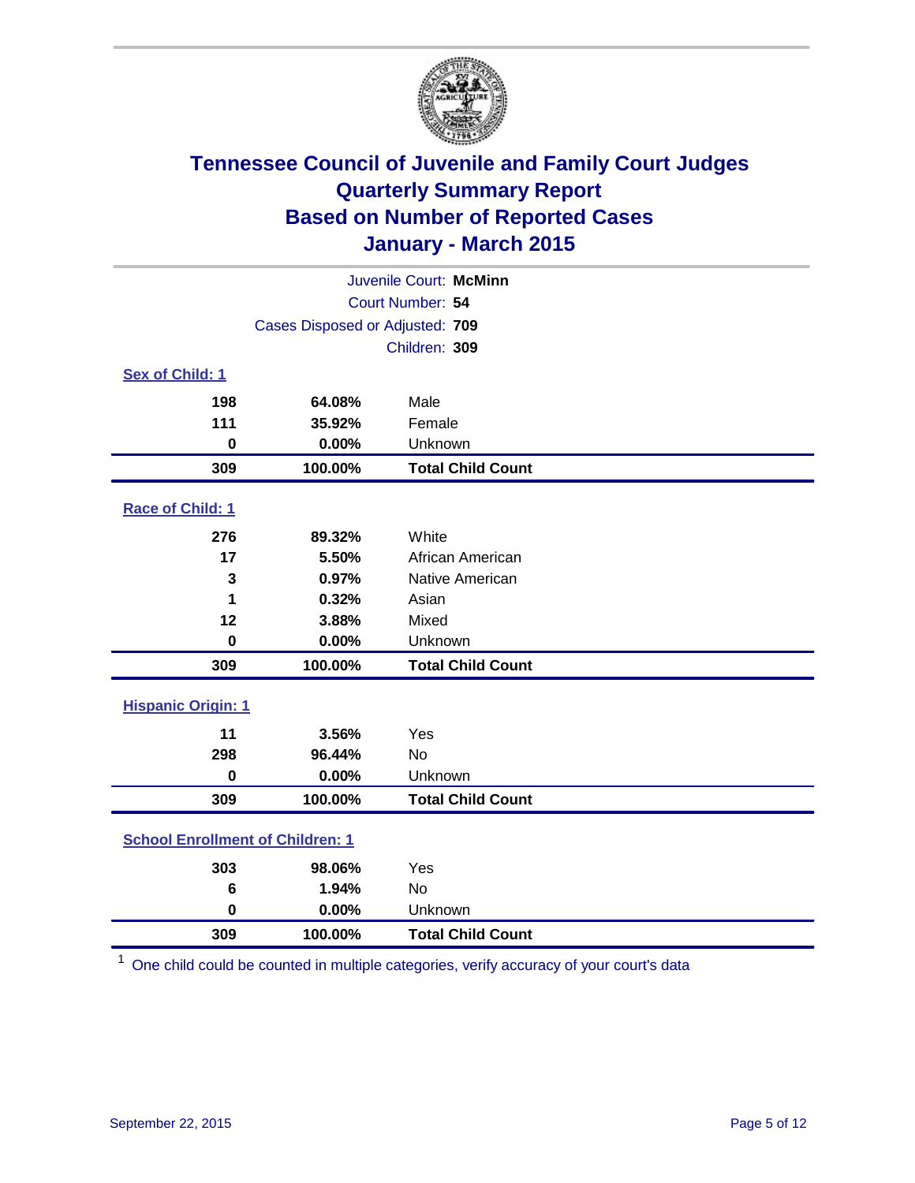# Tennessee Council of Juvenile and Family Court Judges
## Quarterly Summary Report
## Based on Number of Reported Cases
## January - March 2015

Juvenile Court: **McMinn**

Court Number: **54**

Cases Disposed or Adjusted: **709**

Children: **309**

### Sex of Child: 1

| Count | Percent | Category |
|---|---|---|
| 198 | 64.08% | Male |
| 111 | 35.92% | Female |
| 0 | 0.00% | Unknown |
| **309** | **100.00%** | **Total Child Count** |

### Race of Child: 1

| Count | Percent | Category |
|---|---|---|
| 276 | 89.32% | White |
| 17 | 5.50% | African American |
| 3 | 0.97% | Native American |
| 1 | 0.32% | Asian |
| 12 | 3.88% | Mixed |
| 0 | 0.00% | Unknown |
| **309** | **100.00%** | **Total Child Count** |

### Hispanic Origin: 1

| Count | Percent | Category |
|---|---|---|
| 11 | 3.56% | Yes |
| 298 | 96.44% | No |
| 0 | 0.00% | Unknown |
| **309** | **100.00%** | **Total Child Count** |

### School Enrollment of Children: 1

| Count | Percent | Category |
|---|---|---|
| 303 | 98.06% | Yes |
| 6 | 1.94% | No |
| 0 | 0.00% | Unknown |
| **309** | **100.00%** | **Total Child Count** |

[1] One child could be counted in multiple categories, verify accuracy of your court's data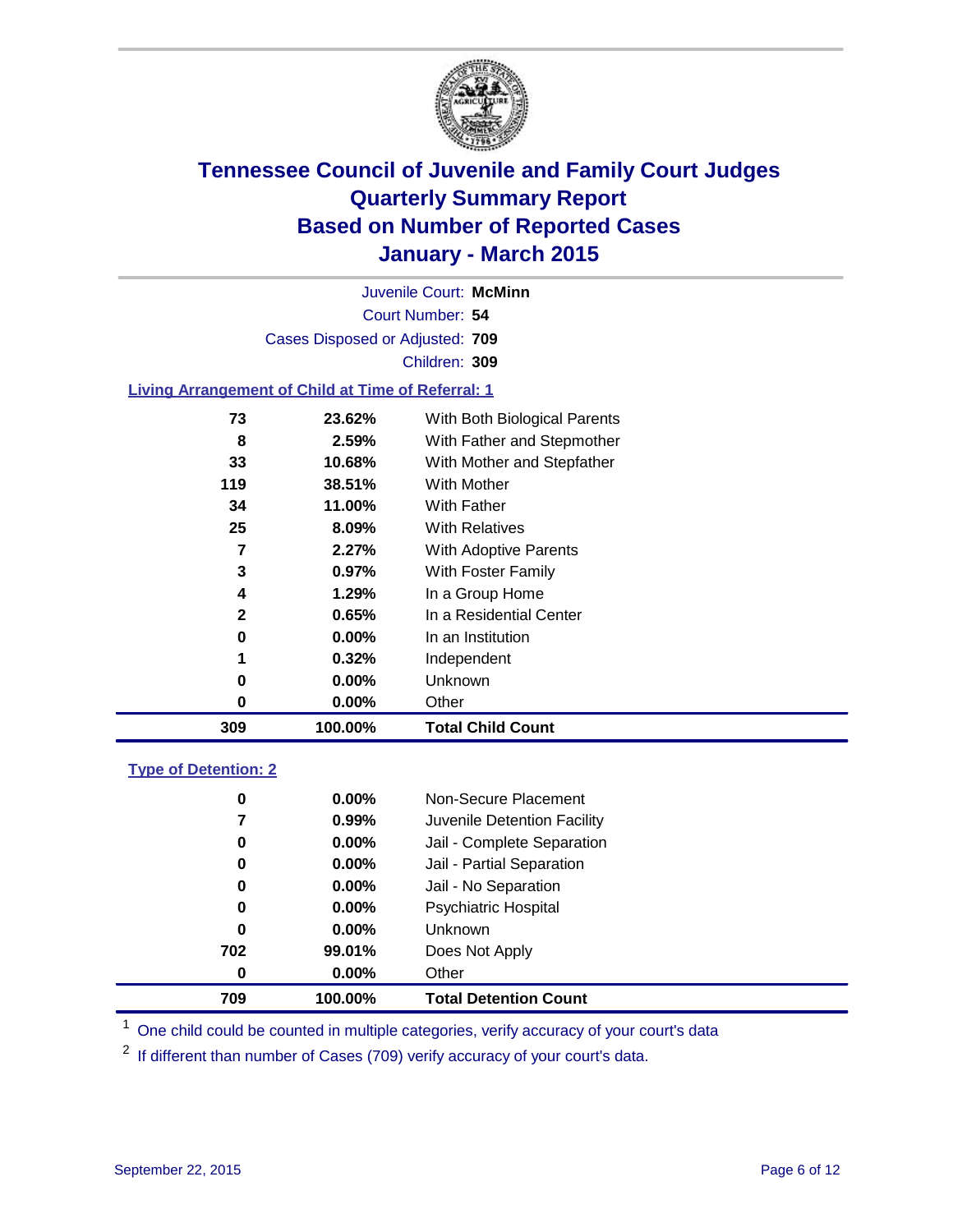# Tennessee Council of Juvenile and Family Court Judges
## Quarterly Summary Report
## Based on Number of Reported Cases
## January - March 2015

Juvenile Court: **McMinn**
Court Number: **54**
Cases Disposed or Adjusted: **709**
Children: **309**

### Living Arrangement of Child at Time of Referral: 1

| | | |
|---|---|---|
| 73 | 23.62% | With Both Biological Parents |
| 8 | 2.59% | With Father and Stepmother |
| 33 | 10.68% | With Mother and Stepfather |
| 119 | 38.51% | With Mother |
| 34 | 11.00% | With Father |
| 25 | 8.09% | With Relatives |
| 7 | 2.27% | With Adoptive Parents |
| 3 | 0.97% | With Foster Family |
| 4 | 1.29% | In a Group Home |
| 2 | 0.65% | In a Residential Center |
| 0 | 0.00% | In an Institution |
| 1 | 0.32% | Independent |
| 0 | 0.00% | Unknown |
| 0 | 0.00% | Other |
| **309** | **100.00%** | **Total Child Count** |

### Type of Detention: 2

| | | |
|---|---|---|
| 0 | 0.00% | Non-Secure Placement |
| 7 | 0.99% | Juvenile Detention Facility |
| 0 | 0.00% | Jail - Complete Separation |
| 0 | 0.00% | Jail - Partial Separation |
| 0 | 0.00% | Jail - No Separation |
| 0 | 0.00% | Psychiatric Hospital |
| 0 | 0.00% | Unknown |
| 702 | 99.01% | Does Not Apply |
| 0 | 0.00% | Other |
| **709** | **100.00%** | **Total Detention Count** |

[1] One child could be counted in multiple categories, verify accuracy of your court's data

[2] If different than number of Cases (709) verify accuracy of your court's data.

September 22, 2015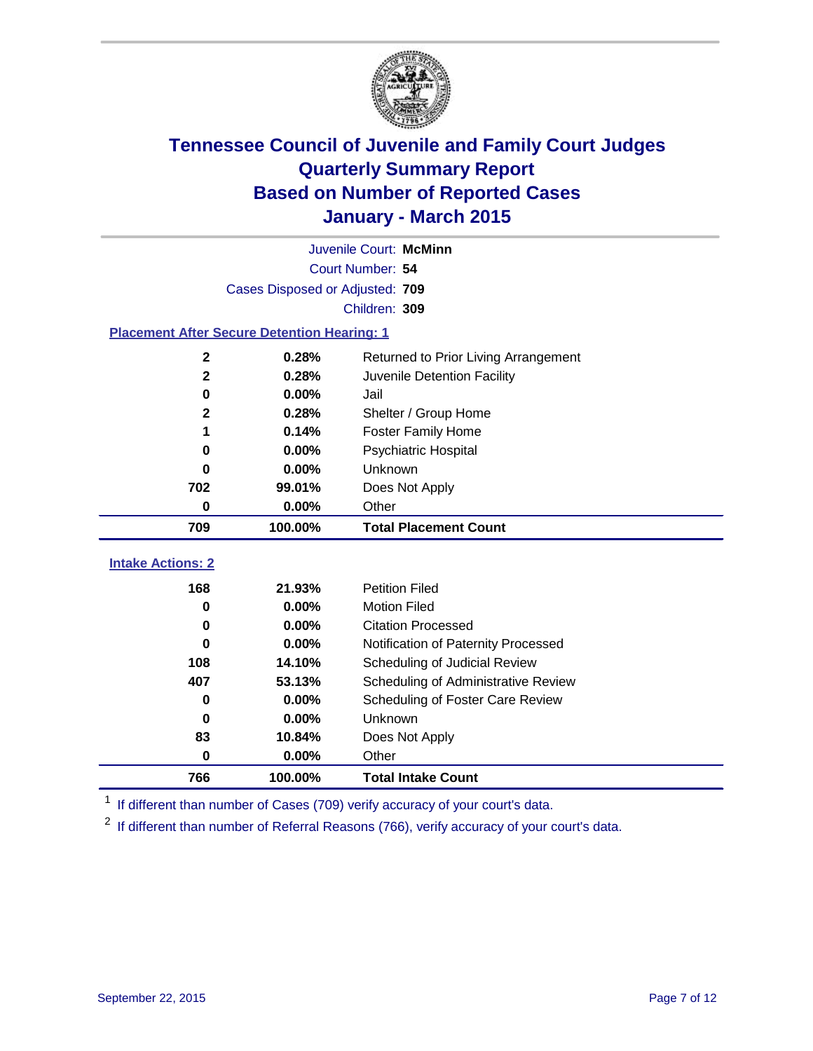# Tennessee Council of Juvenile and Family Court Judges
## Quarterly Summary Report
## Based on Number of Reported Cases
## January - March 2015

Juvenile Court: **McMinn**
Court Number: **54**
Cases Disposed or Adjusted: **709**
Children: **309**

### Placement After Secure Detention Hearing: 1

| Count | Percent | Placement |
|---|---|---|
| 2 | 0.28% | Returned to Prior Living Arrangement |
| 2 | 0.28% | Juvenile Detention Facility |
| 0 | 0.00% | Jail |
| 2 | 0.28% | Shelter / Group Home |
| 1 | 0.14% | Foster Family Home |
| 0 | 0.00% | Psychiatric Hospital |
| 0 | 0.00% | Unknown |
| 702 | 99.01% | Does Not Apply |
| 0 | 0.00% | Other |
| **709** | **100.00%** | **Total Placement Count** |

### Intake Actions: 2

| Count | Percent | Intake Action |
|---|---|---|
| 168 | 21.93% | Petition Filed |
| 0 | 0.00% | Motion Filed |
| 0 | 0.00% | Citation Processed |
| 0 | 0.00% | Notification of Paternity Processed |
| 108 | 14.10% | Scheduling of Judicial Review |
| 407 | 53.13% | Scheduling of Administrative Review |
| 0 | 0.00% | Scheduling of Foster Care Review |
| 0 | 0.00% | Unknown |
| 83 | 10.84% | Does Not Apply |
| 0 | 0.00% | Other |
| **766** | **100.00%** | **Total Intake Count** |

[1] If different than number of Cases (709) verify accuracy of your court's data.

[2] If different than number of Referral Reasons (766), verify accuracy of your court's data.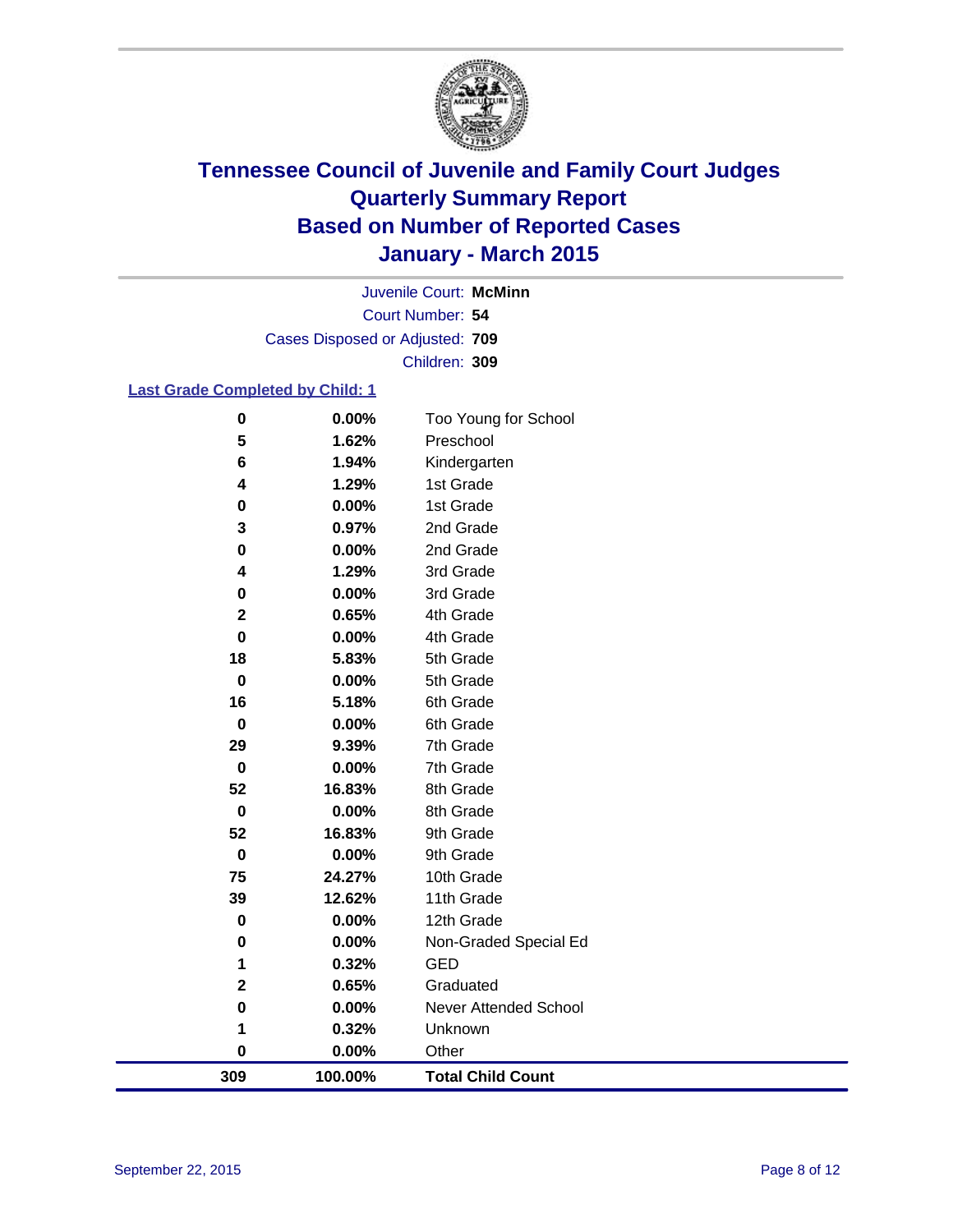# Tennessee Council of Juvenile and Family Court Judges
## Quarterly Summary Report
## Based on Number of Reported Cases
## January - March 2015

Juvenile Court: **McMinn**
Court Number: **54**
Cases Disposed or Adjusted: **709**
Children: **309**

### Last Grade Completed by Child: 1

| Count | Percent | Grade |
|---|---|---|
| 0 | 0.00% | Too Young for School |
| 5 | 1.62% | Preschool |
| 6 | 1.94% | Kindergarten |
| 4 | 1.29% | 1st Grade |
| 0 | 0.00% | 1st Grade |
| 3 | 0.97% | 2nd Grade |
| 0 | 0.00% | 2nd Grade |
| 4 | 1.29% | 3rd Grade |
| 0 | 0.00% | 3rd Grade |
| 2 | 0.65% | 4th Grade |
| 0 | 0.00% | 4th Grade |
| 18 | 5.83% | 5th Grade |
| 0 | 0.00% | 5th Grade |
| 16 | 5.18% | 6th Grade |
| 0 | 0.00% | 6th Grade |
| 29 | 9.39% | 7th Grade |
| 0 | 0.00% | 7th Grade |
| 52 | 16.83% | 8th Grade |
| 0 | 0.00% | 8th Grade |
| 52 | 16.83% | 9th Grade |
| 0 | 0.00% | 9th Grade |
| 75 | 24.27% | 10th Grade |
| 39 | 12.62% | 11th Grade |
| 0 | 0.00% | 12th Grade |
| 0 | 0.00% | Non-Graded Special Ed |
| 1 | 0.32% | GED |
| 2 | 0.65% | Graduated |
| 0 | 0.00% | Never Attended School |
| 1 | 0.32% | Unknown |
| 0 | 0.00% | Other |
| **309** | **100.00%** | **Total Child Count** |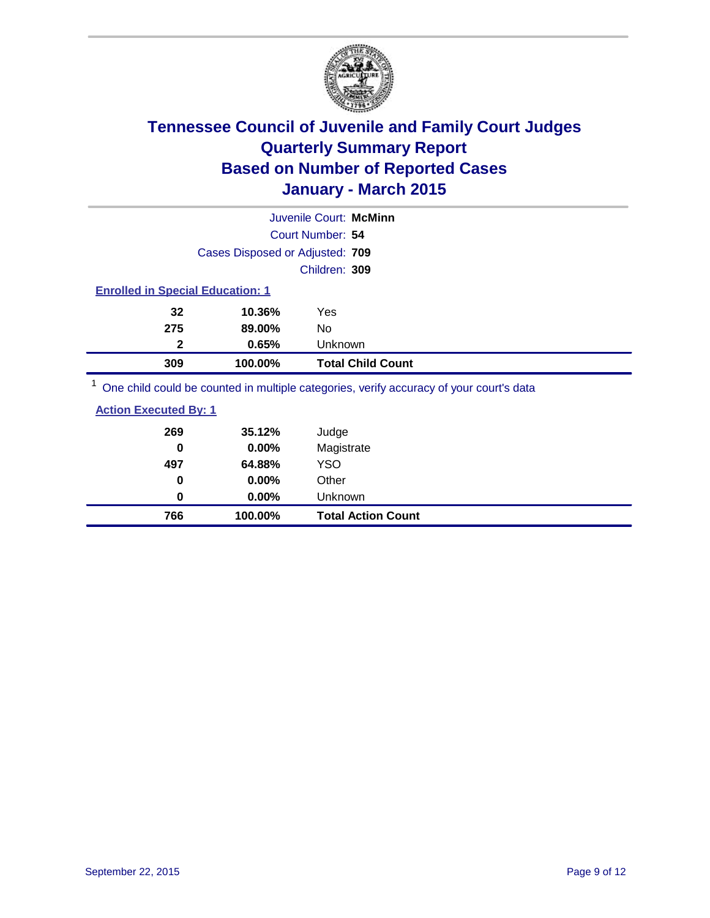# Tennessee Council of Juvenile and Family Court Judges
# Quarterly Summary Report
# Based on Number of Reported Cases
# January - March 2015

Juvenile Court: **McMinn**

Court Number: **54**

Cases Disposed or Adjusted: **709**

Children: **309**

### Enrolled in Special Education: 1

| Count | Percent | Category |
|---|---|---|
| 32 | 10.36% | Yes |
| 275 | 89.00% | No |
| 2 | 0.65% | Unknown |
| **309** | **100.00%** | **Total Child Count** |

[1] One child could be counted in multiple categories, verify accuracy of your court's data

### Action Executed By: 1

| Count | Percent | Category |
|---|---|---|
| 269 | 35.12% | Judge |
| 0 | 0.00% | Magistrate |
| 497 | 64.88% | YSO |
| 0 | 0.00% | Other |
| 0 | 0.00% | Unknown |
| **766** | **100.00%** | **Total Action Count** |

September 22, 2015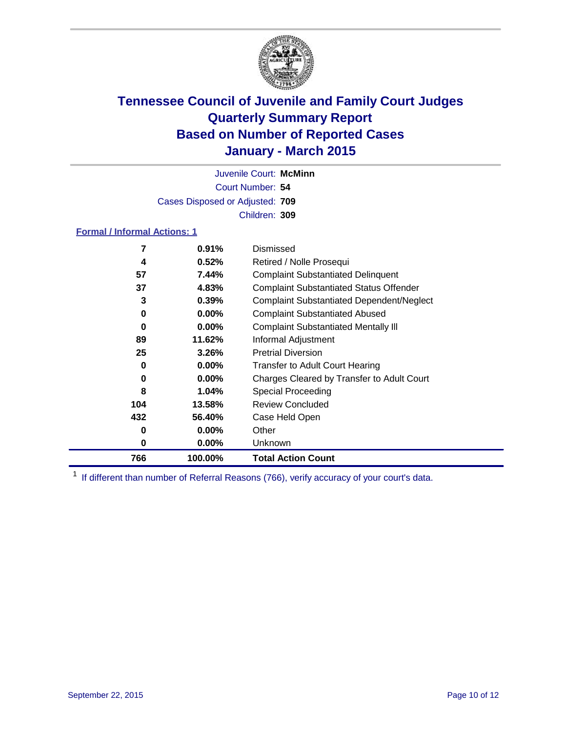# Tennessee Council of Juvenile and Family Court Judges
## Quarterly Summary Report
## Based on Number of Reported Cases
## January - March 2015

Juvenile Court: **McMinn**
Court Number: **54**
Cases Disposed or Adjusted: **709**
Children: **309**

**Formal / Informal Actions: 1**

| | | |
|---|---|---|
| 7 | 0.91% | Dismissed |
| 4 | 0.52% | Retired / Nolle Prosequi |
| 57 | 7.44% | Complaint Substantiated Delinquent |
| 37 | 4.83% | Complaint Substantiated Status Offender |
| 3 | 0.39% | Complaint Substantiated Dependent/Neglect |
| 0 | 0.00% | Complaint Substantiated Abused |
| 0 | 0.00% | Complaint Substantiated Mentally Ill |
| 89 | 11.62% | Informal Adjustment |
| 25 | 3.26% | Pretrial Diversion |
| 0 | 0.00% | Transfer to Adult Court Hearing |
| 0 | 0.00% | Charges Cleared by Transfer to Adult Court |
| 8 | 1.04% | Special Proceeding |
| 104 | 13.58% | Review Concluded |
| 432 | 56.40% | Case Held Open |
| 0 | 0.00% | Other |
| 0 | 0.00% | Unknown |
| **766** | **100.00%** | **Total Action Count** |

[1] If different than number of Referral Reasons (766), verify accuracy of your court's data.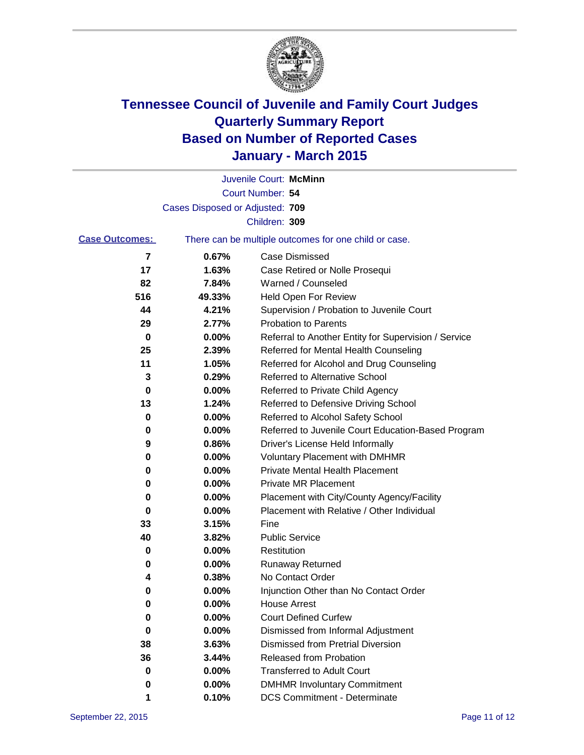# Tennessee Council of Juvenile and Family Court Judges
## Quarterly Summary Report
## Based on Number of Reported Cases
## January - March 2015

Juvenile Court: **McMinn**

Court Number: **54**

Cases Disposed or Adjusted: **709**

Children: **309**

**Case Outcomes:** There can be multiple outcomes for one child or case.

| Count | Percent | Outcome |
|---|---|---|
| 7 | 0.67% | Case Dismissed |
| 17 | 1.63% | Case Retired or Nolle Prosequi |
| 82 | 7.84% | Warned / Counseled |
| 516 | 49.33% | Held Open For Review |
| 44 | 4.21% | Supervision / Probation to Juvenile Court |
| 29 | 2.77% | Probation to Parents |
| 0 | 0.00% | Referral to Another Entity for Supervision / Service |
| 25 | 2.39% | Referred for Mental Health Counseling |
| 11 | 1.05% | Referred for Alcohol and Drug Counseling |
| 3 | 0.29% | Referred to Alternative School |
| 0 | 0.00% | Referred to Private Child Agency |
| 13 | 1.24% | Referred to Defensive Driving School |
| 0 | 0.00% | Referred to Alcohol Safety School |
| 0 | 0.00% | Referred to Juvenile Court Education-Based Program |
| 9 | 0.86% | Driver's License Held Informally |
| 0 | 0.00% | Voluntary Placement with DMHMR |
| 0 | 0.00% | Private Mental Health Placement |
| 0 | 0.00% | Private MR Placement |
| 0 | 0.00% | Placement with City/County Agency/Facility |
| 0 | 0.00% | Placement with Relative / Other Individual |
| 33 | 3.15% | Fine |
| 40 | 3.82% | Public Service |
| 0 | 0.00% | Restitution |
| 0 | 0.00% | Runaway Returned |
| 4 | 0.38% | No Contact Order |
| 0 | 0.00% | Injunction Other than No Contact Order |
| 0 | 0.00% | House Arrest |
| 0 | 0.00% | Court Defined Curfew |
| 0 | 0.00% | Dismissed from Informal Adjustment |
| 38 | 3.63% | Dismissed from Pretrial Diversion |
| 36 | 3.44% | Released from Probation |
| 0 | 0.00% | Transferred to Adult Court |
| 0 | 0.00% | DMHMR Involuntary Commitment |
| 1 | 0.10% | DCS Commitment - Determinate |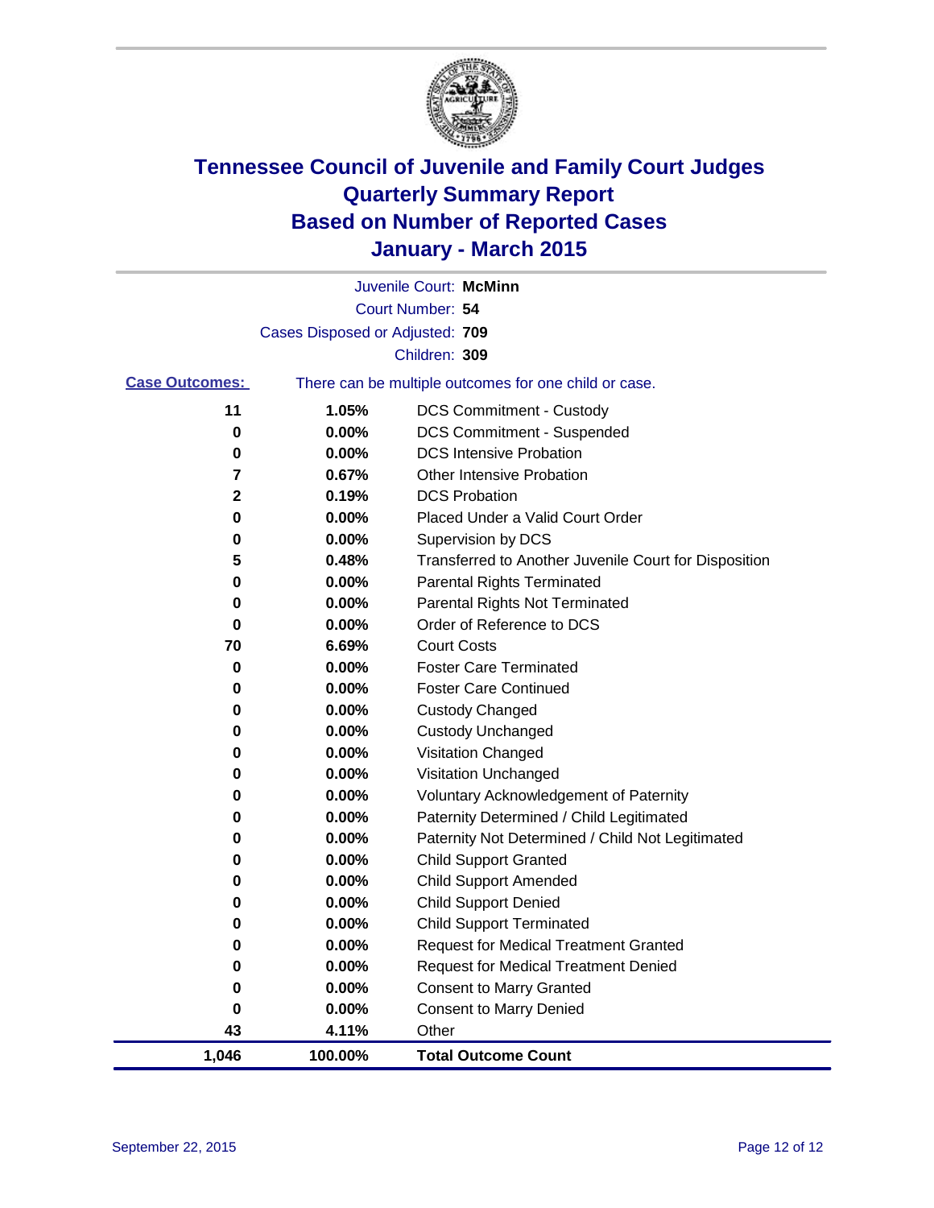# Tennessee Council of Juvenile and Family Court Judges
# Quarterly Summary Report
# Based on Number of Reported Cases
# January - March 2015

Juvenile Court: **McMinn**

Court Number: **54**

Cases Disposed or Adjusted: **709**

Children: **309**

**Case Outcomes:** There can be multiple outcomes for one child or case.

| | | |
|---|---|---|
| 11 | 1.05% | DCS Commitment - Custody |
| 0 | 0.00% | DCS Commitment - Suspended |
| 0 | 0.00% | DCS Intensive Probation |
| 7 | 0.67% | Other Intensive Probation |
| 2 | 0.19% | DCS Probation |
| 0 | 0.00% | Placed Under a Valid Court Order |
| 0 | 0.00% | Supervision by DCS |
| 5 | 0.48% | Transferred to Another Juvenile Court for Disposition |
| 0 | 0.00% | Parental Rights Terminated |
| 0 | 0.00% | Parental Rights Not Terminated |
| 0 | 0.00% | Order of Reference to DCS |
| 70 | 6.69% | Court Costs |
| 0 | 0.00% | Foster Care Terminated |
| 0 | 0.00% | Foster Care Continued |
| 0 | 0.00% | Custody Changed |
| 0 | 0.00% | Custody Unchanged |
| 0 | 0.00% | Visitation Changed |
| 0 | 0.00% | Visitation Unchanged |
| 0 | 0.00% | Voluntary Acknowledgement of Paternity |
| 0 | 0.00% | Paternity Determined / Child Legitimated |
| 0 | 0.00% | Paternity Not Determined / Child Not Legitimated |
| 0 | 0.00% | Child Support Granted |
| 0 | 0.00% | Child Support Amended |
| 0 | 0.00% | Child Support Denied |
| 0 | 0.00% | Child Support Terminated |
| 0 | 0.00% | Request for Medical Treatment Granted |
| 0 | 0.00% | Request for Medical Treatment Denied |
| 0 | 0.00% | Consent to Marry Granted |
| 0 | 0.00% | Consent to Marry Denied |
| 43 | 4.11% | Other |
| **1,046** | **100.00%** | **Total Outcome Count** |

September 22, 2015